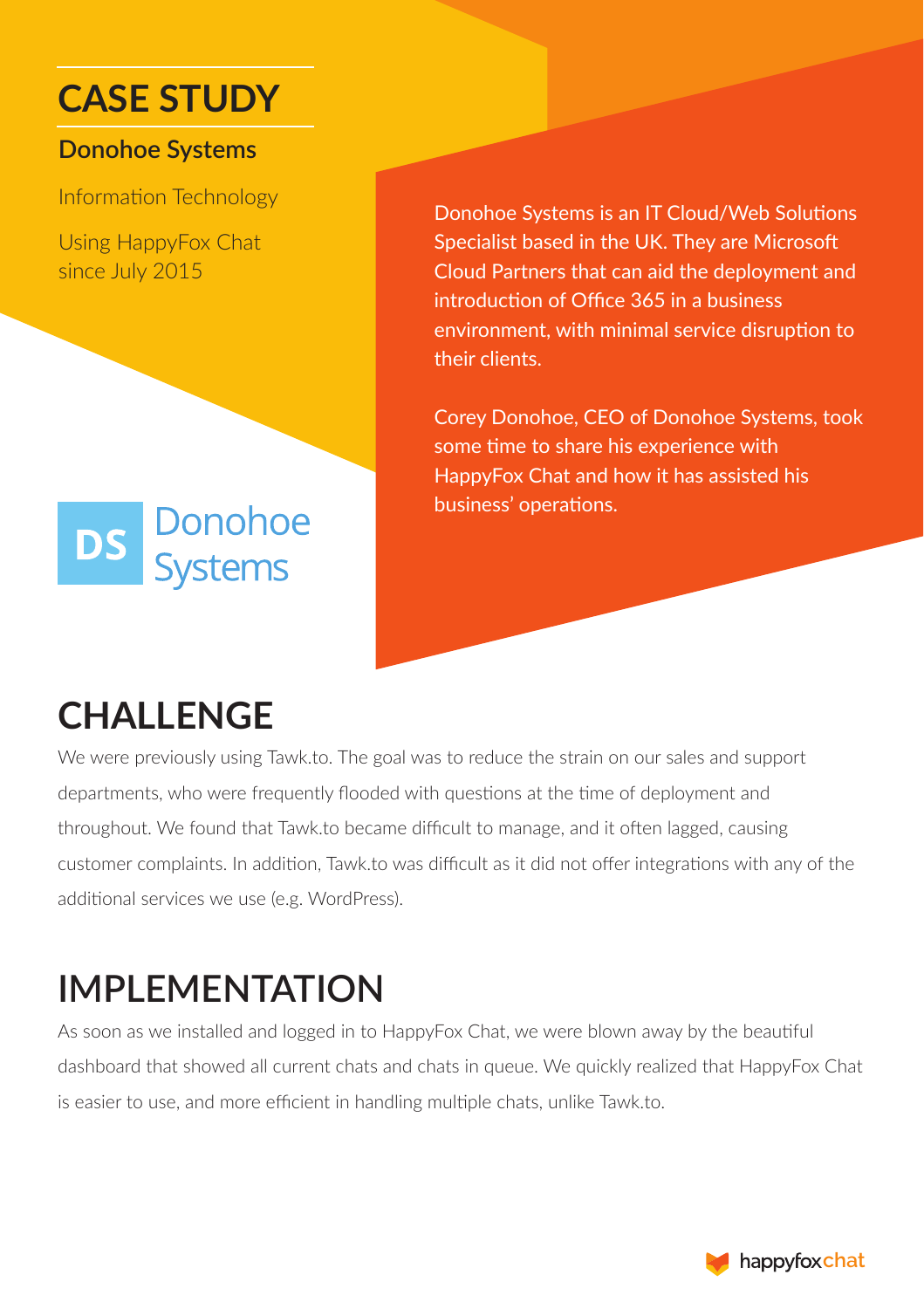# CASE STUDY

**Donohoe Systems**

Information Technology

Using HappyFox Chat since July 2015

DS Donohoe Systems

Donohoe Systems is an IT Cloud/Web Solutions Specialist based in the UK. They are Microsoft Cloud Partners that can aid the deployment and introduction of Office 365 in a business environment, with minimal service disruption to their clients.

Corey Donohoe, CEO of Donohoe Systems, took some time to share his experience with HappyFox Chat and how it has assisted his business' operations.

## CHALLENGE

We were previously using Tawk.to. The goal was to reduce the strain on our sales and support departments, who were frequently flooded with questions at the time of deployment and throughout. We found that Tawk.to became difficult to manage, and it often lagged, causing customer complaints. In addition, Tawk.to was difficult as it did not offer integrations with any of the additional services we use (e.g. WordPress).

## IMPLEMENTATION

As soon as we installed and logged in to HappyFox Chat, we were blown away by the beautiful dashboard that showed all current chats and chats in queue. We quickly realized that HappyFox Chat is easier to use, and more efficient in handling multiple chats, unlike Tawk.to.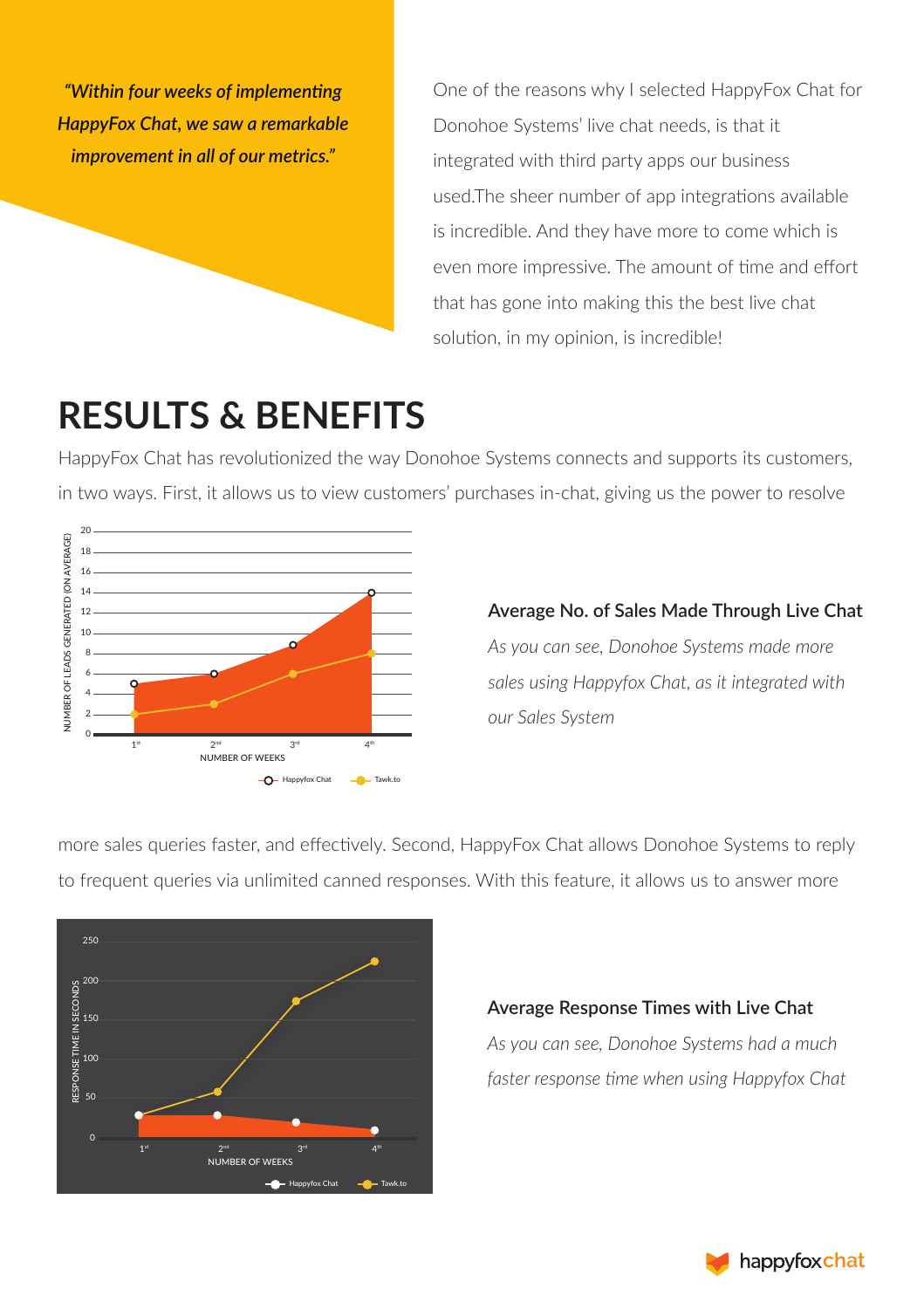*"Within four weeks of implementing HappyFox Chat, we saw a remarkable improvement in all of our metrics."*

One of the reasons why I selected HappyFox Chat for Donohoe Systems' live chat needs, is that it integrated with third party apps our business used.The sheer number of app integrations available is incredible. And they have more to come which is even more impressive. The amount of time and effort that has gone into making this the best live chat solution, in my opinion, is incredible!

# RESULTS & BENEFITS

HappyFox Chat has revolutionized the way Donohoe Systems connects and supports its customers, in two ways. First, it allows us to view customers' purchases in-chat, giving us the power to resolve more sales queries faster, and effectively. Second, HappyFox Chat allows Donohoe Systems to reply to frequent queries via unlimited canned responses. With this feature, it allows us to answer more

### Average No. of Sales Made Through Live Chat

*As you can see, Donohoe Systems made more sales using Happyfox Chat, as it integrated with our Sales System*

### Average Response Times with Live Chat

*As you can see, Donohoe Systems had a much faster response time when using Happyfox Chat*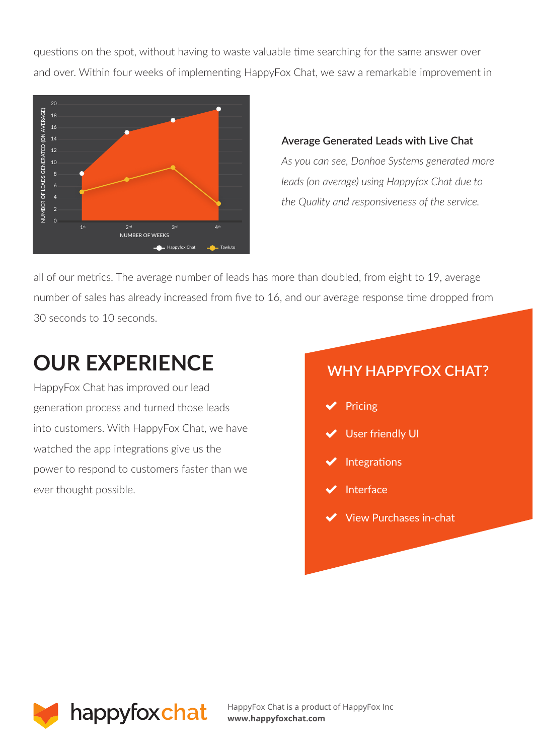questions on the spot, without having to waste valuable time searching for the same answer over and over. Within four weeks of implementing HappyFox Chat, we saw a remarkable improvement in

20
18
16
14
12
10
8
6
4
2
0
NUMBER OF LEADS GENERATED (ON AVERAGE)
1st
2nd
3rd
4th
NUMBER OF WEEKS
Happyfox Chat
Tawk.to

**Average Generated Leads with Live Chat**

*As you can see, Donhoe Systems generated more leads (on average) using Happyfox Chat due to the Quality and responsiveness of the service.*

all of our metrics. The average number of leads has more than doubled, from eight to 19, average number of sales has already increased from five to 16, and our average response time dropped from 30 seconds to 10 seconds.

# OUR EXPERIENCE

HappyFox Chat has improved our lead generation process and turned those leads into customers. With HappyFox Chat, we have watched the app integrations give us the power to respond to customers faster than we ever thought possible.

## WHY HAPPYFOX CHAT?

- ✔ Pricing
- ✔ User friendly UI
- ✔ Integrations
- ✔ Interface
- ✔ View Purchases in-chat

happyfoxchat

HappyFox Chat is a product of HappyFox Inc
**www.happyfoxchat.com**